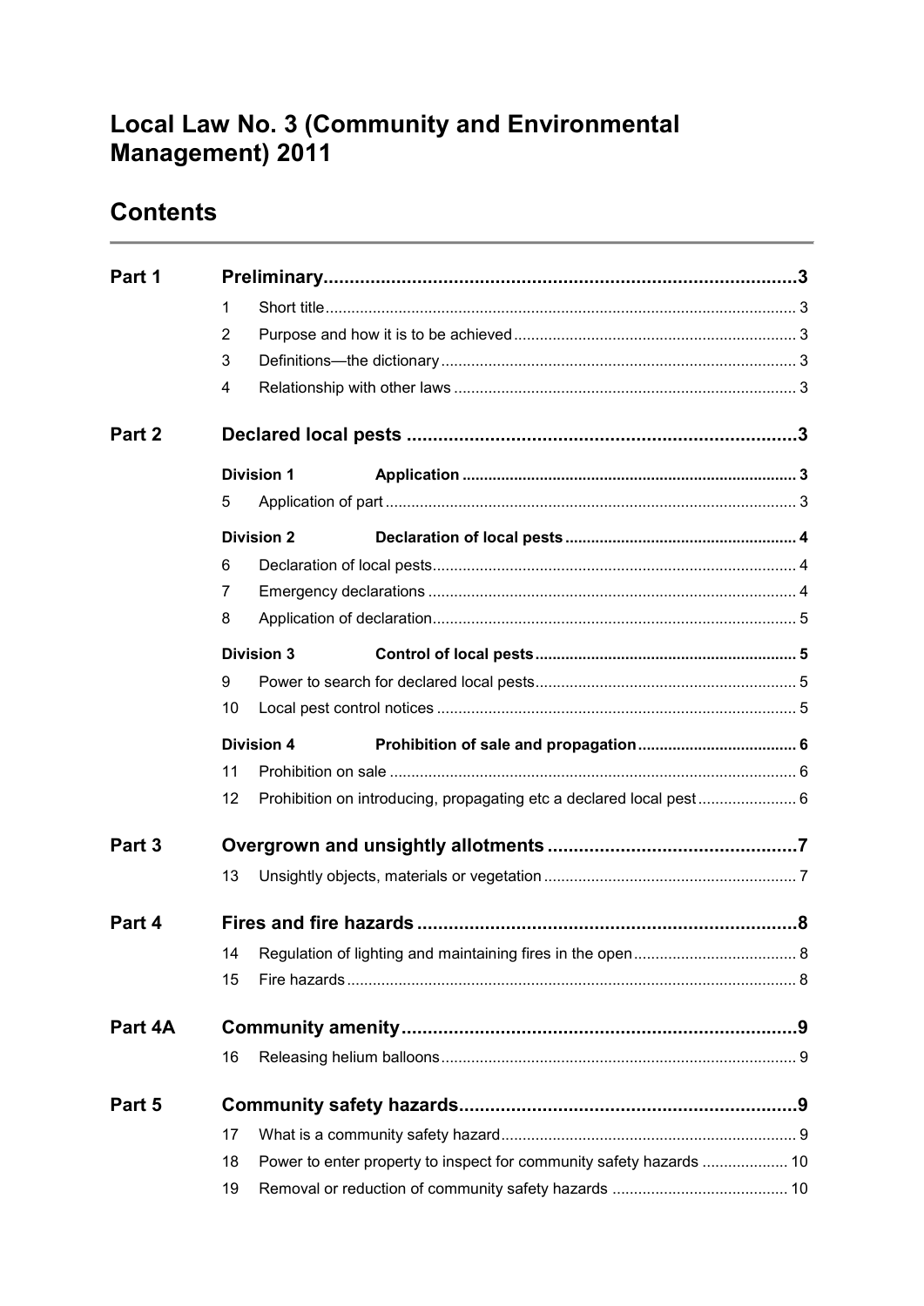# Local Law No. 3 (Community and Environmental Management) 2011

## Contents

| | | | |
|---|---|---|---|
| **Part 1** | **Preliminary** | | **3** |
| | 1 | Short title | 3 |
| | 2 | Purpose and how it is to be achieved | 3 |
| | 3 | Definitions—the dictionary | 3 |
| | 4 | Relationship with other laws | 3 |
| **Part 2** | **Declared local pests** | | **3** |
| | **Division 1** | **Application** | **3** |
| | 5 | Application of part | 3 |
| | **Division 2** | **Declaration of local pests** | **4** |
| | 6 | Declaration of local pests | 4 |
| | 7 | Emergency declarations | 4 |
| | 8 | Application of declaration | 5 |
| | **Division 3** | **Control of local pests** | **5** |
| | 9 | Power to search for declared local pests | 5 |
| | 10 | Local pest control notices | 5 |
| | **Division 4** | **Prohibition of sale and propagation** | **6** |
| | 11 | Prohibition on sale | 6 |
| | 12 | Prohibition on introducing, propagating etc a declared local pest | 6 |
| **Part 3** | **Overgrown and unsightly allotments** | | **7** |
| | 13 | Unsightly objects, materials or vegetation | 7 |
| **Part 4** | **Fires and fire hazards** | | **8** |
| | 14 | Regulation of lighting and maintaining fires in the open | 8 |
| | 15 | Fire hazards | 8 |
| **Part 4A** | **Community amenity** | | **9** |
| | 16 | Releasing helium balloons | 9 |
| **Part 5** | **Community safety hazards** | | **9** |
| | 17 | What is a community safety hazard | 9 |
| | 18 | Power to enter property to inspect for community safety hazards | 10 |
| | 19 | Removal or reduction of community safety hazards | 10 |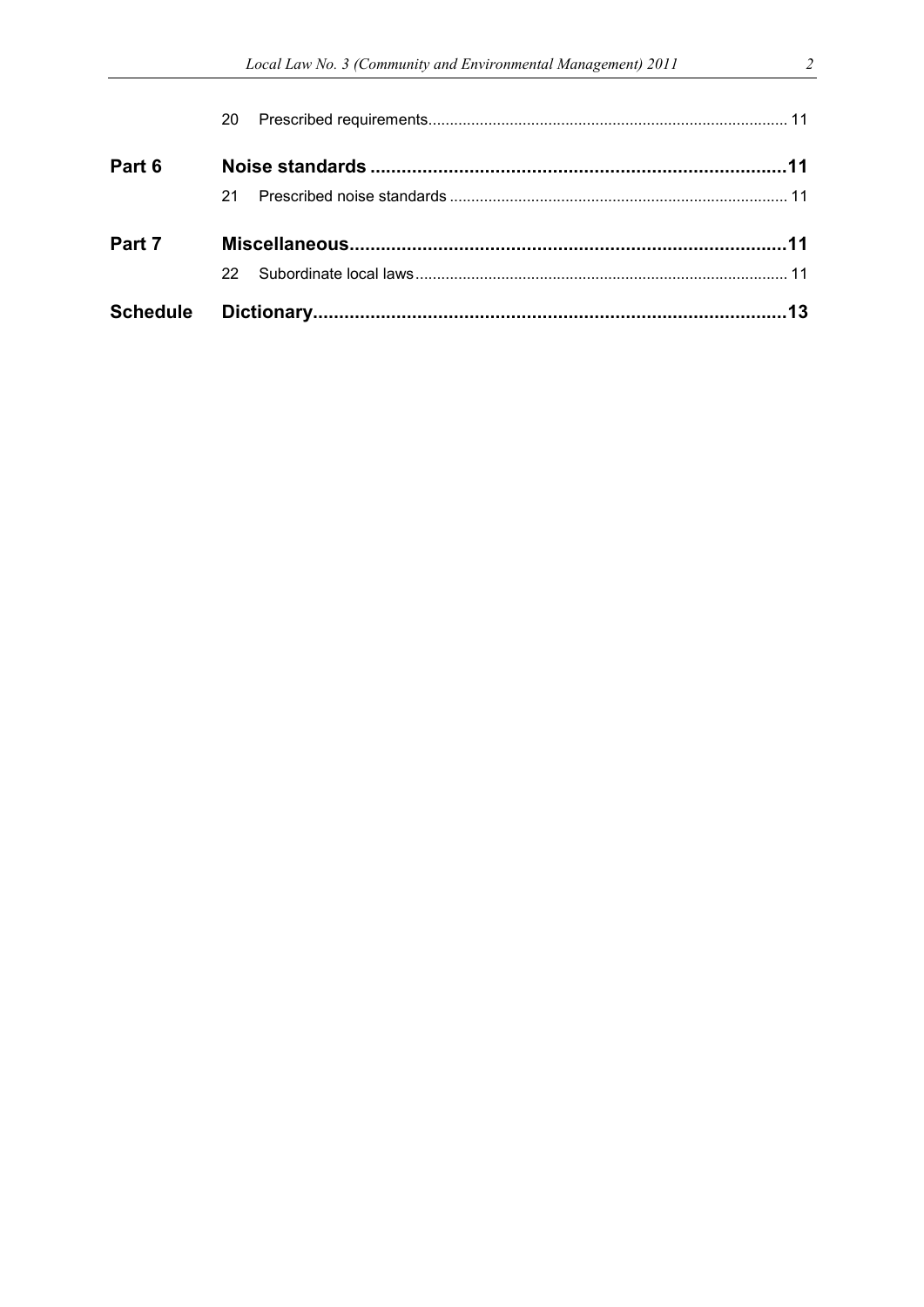| | | | |
|---|---|---|---|
| | 20 | Prescribed requirements | 11 |
| **Part 6** | **Noise standards** | | **11** |
| | 21 | Prescribed noise standards | 11 |
| **Part 7** | **Miscellaneous** | | **11** |
| | 22 | Subordinate local laws | 11 |
| **Schedule** | **Dictionary** | | **13** |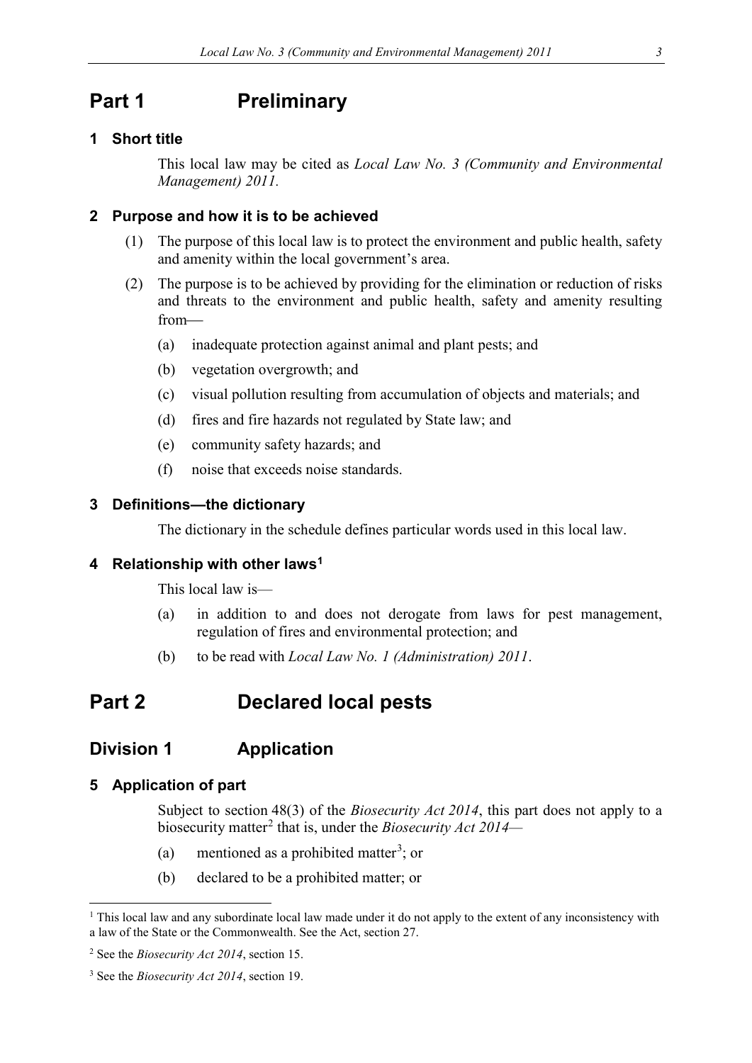# Part 1 Preliminary

### 1 Short title

This local law may be cited as *Local Law No. 3 (Community and Environmental Management) 2011.*

### 2 Purpose and how it is to be achieved

(1) The purpose of this local law is to protect the environment and public health, safety and amenity within the local government's area.

(2) The purpose is to be achieved by providing for the elimination or reduction of risks and threats to the environment and public health, safety and amenity resulting from—

(a) inadequate protection against animal and plant pests; and

(b) vegetation overgrowth; and

(c) visual pollution resulting from accumulation of objects and materials; and

(d) fires and fire hazards not regulated by State law; and

(e) community safety hazards; and

(f) noise that exceeds noise standards.

### 3 Definitions—the dictionary

The dictionary in the schedule defines particular words used in this local law.

### 4 Relationship with other laws[1]

This local law is—

(a) in addition to and does not derogate from laws for pest management, regulation of fires and environmental protection; and

(b) to be read with *Local Law No. 1 (Administration) 2011*.

# Part 2 Declared local pests

## Division 1 Application

### 5 Application of part

Subject to section 48(3) of the *Biosecurity Act 2014*, this part does not apply to a biosecurity matter[2] that is, under the *Biosecurity Act 2014*—

(a) mentioned as a prohibited matter[3]; or

(b) declared to be a prohibited matter; or

---

[1] This local law and any subordinate local law made under it do not apply to the extent of any inconsistency with a law of the State or the Commonwealth. See the Act, section 27.

[2] See the *Biosecurity Act 2014*, section 15.

[3] See the *Biosecurity Act 2014*, section 19.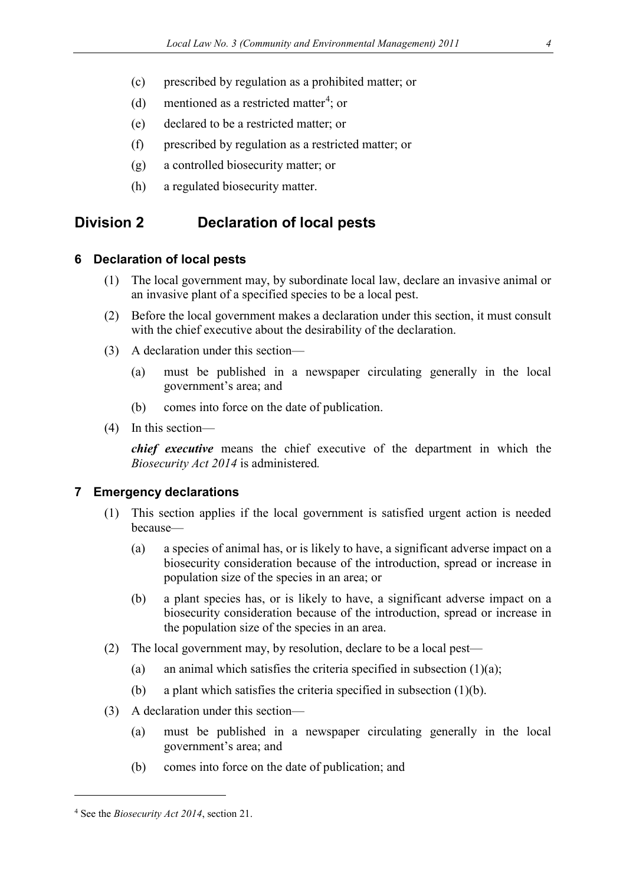(c) prescribed by regulation as a prohibited matter; or

(d) mentioned as a restricted matter[4]; or

(e) declared to be a restricted matter; or

(f) prescribed by regulation as a restricted matter; or

(g) a controlled biosecurity matter; or

(h) a regulated biosecurity matter.

## Division 2 Declaration of local pests

### 6 Declaration of local pests

(1) The local government may, by subordinate local law, declare an invasive animal or an invasive plant of a specified species to be a local pest.

(2) Before the local government makes a declaration under this section, it must consult with the chief executive about the desirability of the declaration.

(3) A declaration under this section—

(a) must be published in a newspaper circulating generally in the local government's area; and

(b) comes into force on the date of publication.

(4) In this section—

***chief executive*** means the chief executive of the department in which the *Biosecurity Act 2014* is administered.

### 7 Emergency declarations

(1) This section applies if the local government is satisfied urgent action is needed because—

(a) a species of animal has, or is likely to have, a significant adverse impact on a biosecurity consideration because of the introduction, spread or increase in population size of the species in an area; or

(b) a plant species has, or is likely to have, a significant adverse impact on a biosecurity consideration because of the introduction, spread or increase in the population size of the species in an area.

(2) The local government may, by resolution, declare to be a local pest—

(a) an animal which satisfies the criteria specified in subsection (1)(a);

(b) a plant which satisfies the criteria specified in subsection (1)(b).

(3) A declaration under this section—

(a) must be published in a newspaper circulating generally in the local government's area; and

(b) comes into force on the date of publication; and

---

[4] See the *Biosecurity Act 2014*, section 21.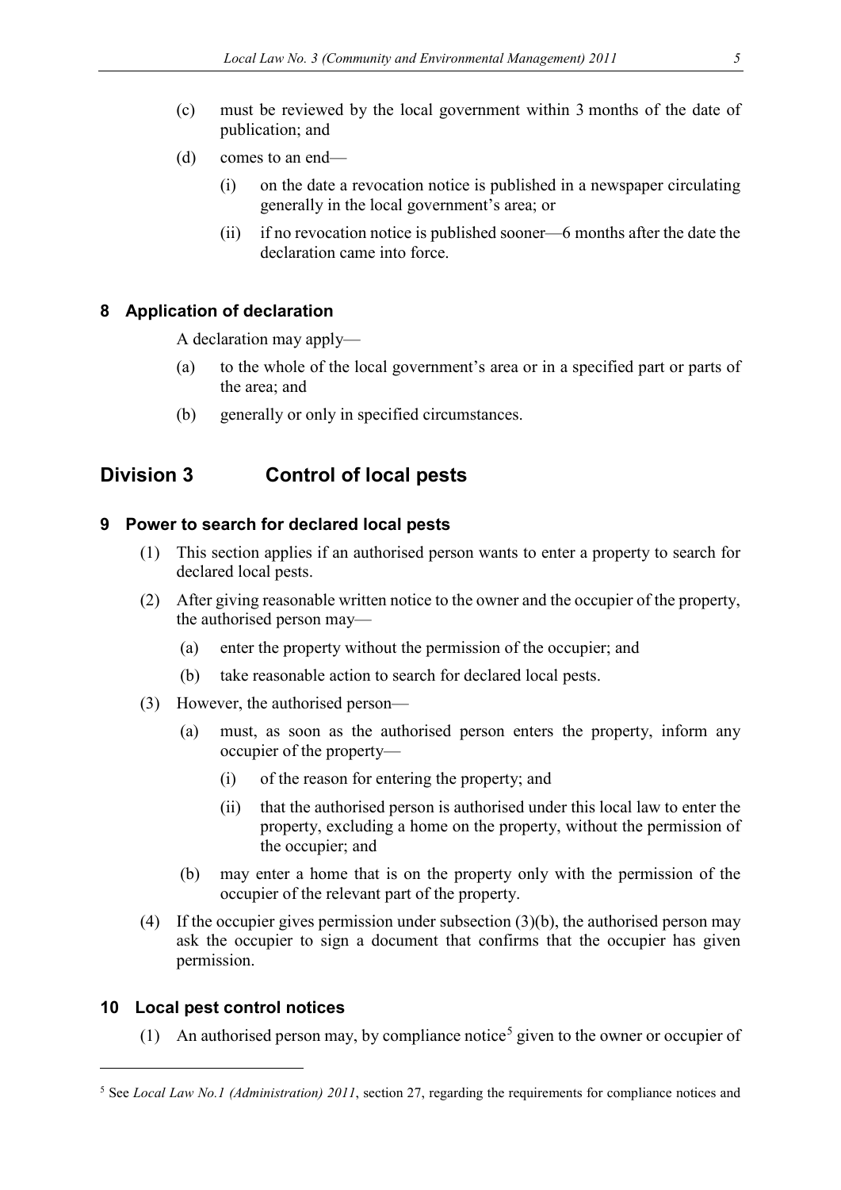(c) must be reviewed by the local government within 3 months of the date of publication; and

(d) comes to an end—

  (i) on the date a revocation notice is published in a newspaper circulating generally in the local government's area; or

  (ii) if no revocation notice is published sooner—6 months after the date the declaration came into force.

### 8 Application of declaration

A declaration may apply—

(a) to the whole of the local government's area or in a specified part or parts of the area; and

(b) generally or only in specified circumstances.

## Division 3 Control of local pests

### 9 Power to search for declared local pests

(1) This section applies if an authorised person wants to enter a property to search for declared local pests.

(2) After giving reasonable written notice to the owner and the occupier of the property, the authorised person may—

  (a) enter the property without the permission of the occupier; and

  (b) take reasonable action to search for declared local pests.

(3) However, the authorised person—

  (a) must, as soon as the authorised person enters the property, inform any occupier of the property—

    (i) of the reason for entering the property; and

    (ii) that the authorised person is authorised under this local law to enter the property, excluding a home on the property, without the permission of the occupier; and

  (b) may enter a home that is on the property only with the permission of the occupier of the relevant part of the property.

(4) If the occupier gives permission under subsection (3)(b), the authorised person may ask the occupier to sign a document that confirms that the occupier has given permission.

### 10 Local pest control notices

(1) An authorised person may, by compliance notice[5] given to the owner or occupier of

---

[5] See *Local Law No.1 (Administration) 2011*, section 27, regarding the requirements for compliance notices and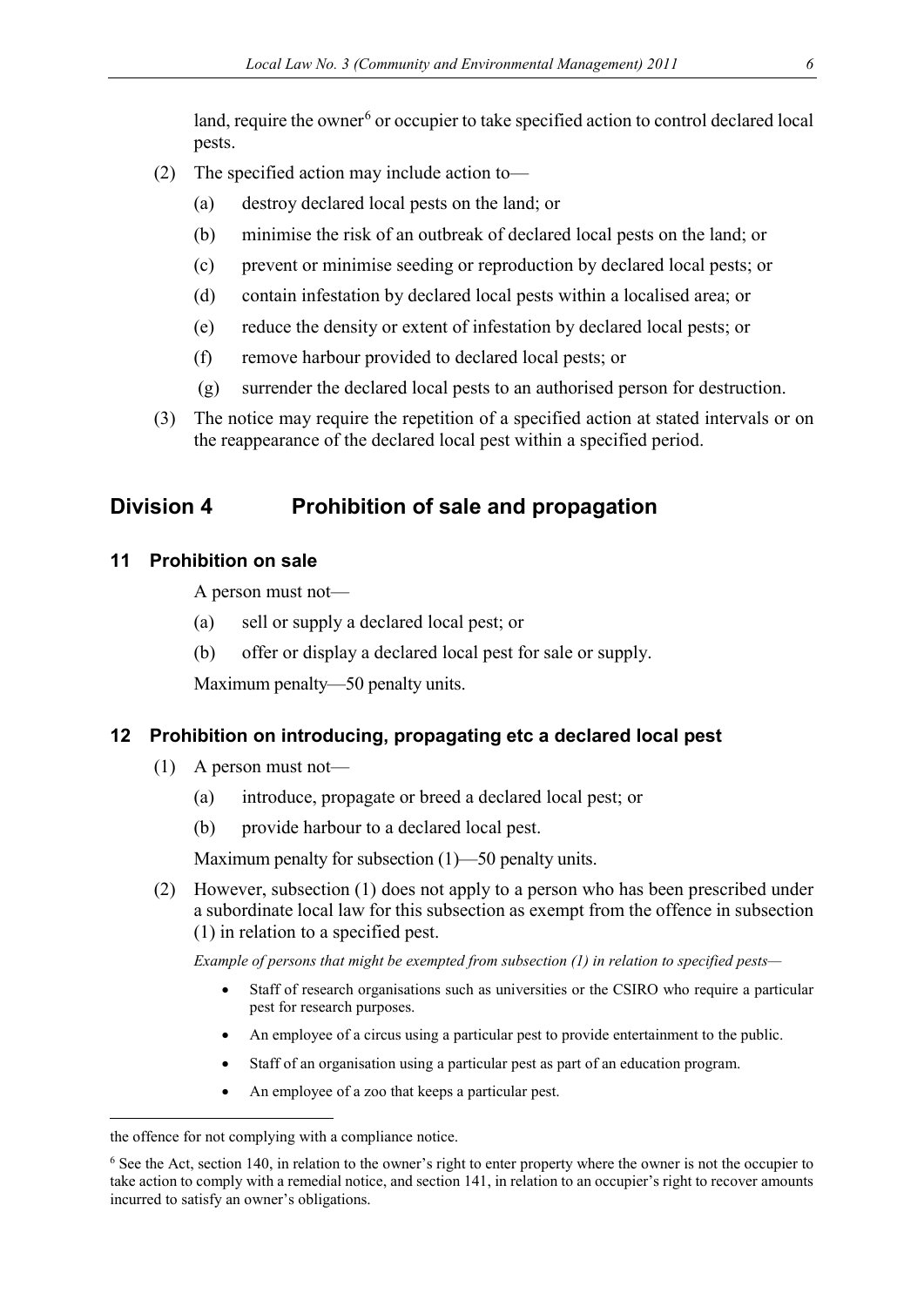land, require the owner[6] or occupier to take specified action to control declared local pests.

(2) The specified action may include action to—

(a) destroy declared local pests on the land; or

(b) minimise the risk of an outbreak of declared local pests on the land; or

(c) prevent or minimise seeding or reproduction by declared local pests; or

(d) contain infestation by declared local pests within a localised area; or

(e) reduce the density or extent of infestation by declared local pests; or

(f) remove harbour provided to declared local pests; or

(g) surrender the declared local pests to an authorised person for destruction.

(3) The notice may require the repetition of a specified action at stated intervals or on the reappearance of the declared local pest within a specified period.

## Division 4 Prohibition of sale and propagation

### 11 Prohibition on sale

A person must not—

(a) sell or supply a declared local pest; or

(b) offer or display a declared local pest for sale or supply.

Maximum penalty—50 penalty units.

### 12 Prohibition on introducing, propagating etc a declared local pest

(1) A person must not—

(a) introduce, propagate or breed a declared local pest; or

(b) provide harbour to a declared local pest.

Maximum penalty for subsection (1)—50 penalty units.

(2) However, subsection (1) does not apply to a person who has been prescribed under a subordinate local law for this subsection as exempt from the offence in subsection (1) in relation to a specified pest.

*Example of persons that might be exempted from subsection (1) in relation to specified pests—*

- Staff of research organisations such as universities or the CSIRO who require a particular pest for research purposes.
- An employee of a circus using a particular pest to provide entertainment to the public.
- Staff of an organisation using a particular pest as part of an education program.
- An employee of a zoo that keeps a particular pest.

---

the offence for not complying with a compliance notice.

[6] See the Act, section 140, in relation to the owner's right to enter property where the owner is not the occupier to take action to comply with a remedial notice, and section 141, in relation to an occupier's right to recover amounts incurred to satisfy an owner's obligations.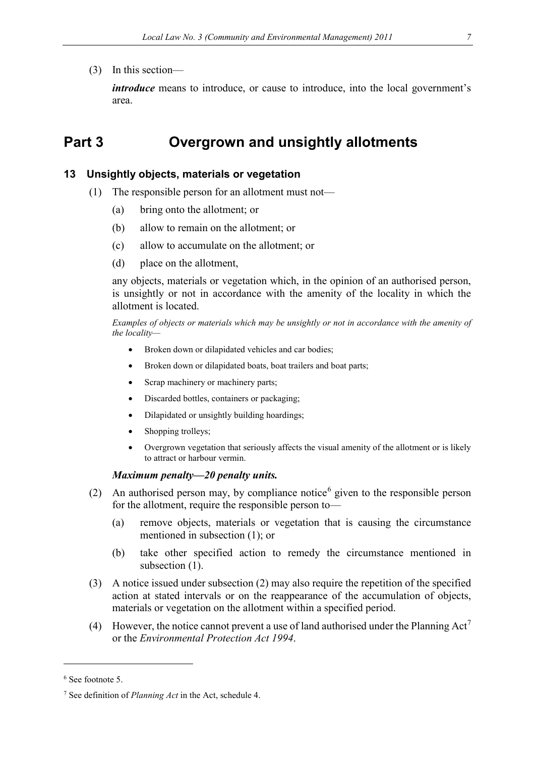(3) In this section—

***introduce*** means to introduce, or cause to introduce, into the local government's area.

# Part 3 Overgrown and unsightly allotments

### 13 Unsightly objects, materials or vegetation

(1) The responsible person for an allotment must not—

(a) bring onto the allotment; or

(b) allow to remain on the allotment; or

(c) allow to accumulate on the allotment; or

(d) place on the allotment,

any objects, materials or vegetation which, in the opinion of an authorised person, is unsightly or not in accordance with the amenity of the locality in which the allotment is located.

*Examples of objects or materials which may be unsightly or not in accordance with the amenity of the locality—*

- Broken down or dilapidated vehicles and car bodies;
- Broken down or dilapidated boats, boat trailers and boat parts;
- Scrap machinery or machinery parts;
- Discarded bottles, containers or packaging;
- Dilapidated or unsightly building hoardings;
- Shopping trolleys;
- Overgrown vegetation that seriously affects the visual amenity of the allotment or is likely to attract or harbour vermin.

***Maximum penalty—20 penalty units.***

(2) An authorised person may, by compliance notice[6] given to the responsible person for the allotment, require the responsible person to—

(a) remove objects, materials or vegetation that is causing the circumstance mentioned in subsection (1); or

(b) take other specified action to remedy the circumstance mentioned in subsection (1).

(3) A notice issued under subsection (2) may also require the repetition of the specified action at stated intervals or on the reappearance of the accumulation of objects, materials or vegetation on the allotment within a specified period.

(4) However, the notice cannot prevent a use of land authorised under the Planning Act[7] or the *Environmental Protection Act 1994*.

---

[6] See footnote 5.

[7] See definition of *Planning Act* in the Act, schedule 4.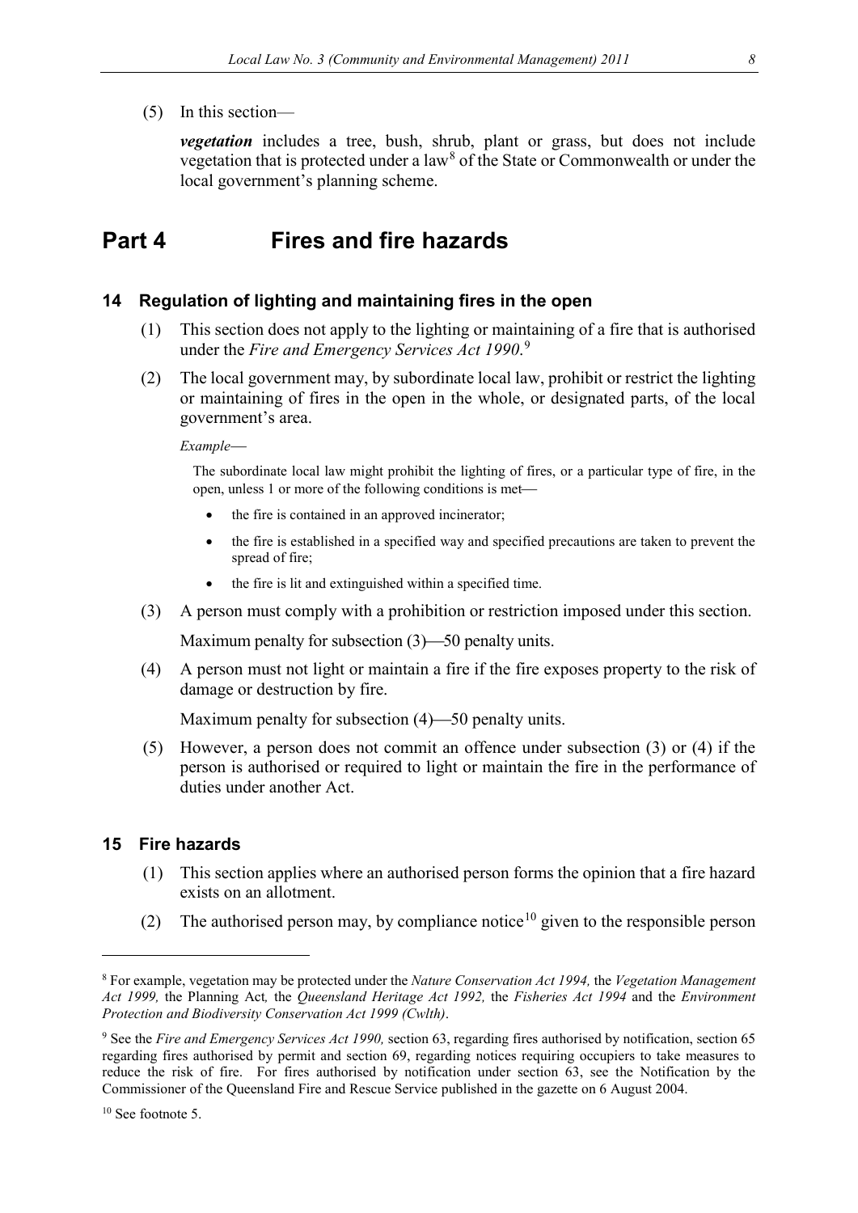(5) In this section—

***vegetation*** includes a tree, bush, shrub, plant or grass, but does not include vegetation that is protected under a law[8] of the State or Commonwealth or under the local government's planning scheme.

# Part 4 Fires and fire hazards

## 14 Regulation of lighting and maintaining fires in the open

(1) This section does not apply to the lighting or maintaining of a fire that is authorised under the *Fire and Emergency Services Act 1990.*[9]

(2) The local government may, by subordinate local law, prohibit or restrict the lighting or maintaining of fires in the open in the whole, or designated parts, of the local government's area.

*Example*—

The subordinate local law might prohibit the lighting of fires, or a particular type of fire, in the open, unless 1 or more of the following conditions is met—

- the fire is contained in an approved incinerator;
- the fire is established in a specified way and specified precautions are taken to prevent the spread of fire;
- the fire is lit and extinguished within a specified time.

(3) A person must comply with a prohibition or restriction imposed under this section.

Maximum penalty for subsection (3)—50 penalty units.

(4) A person must not light or maintain a fire if the fire exposes property to the risk of damage or destruction by fire.

Maximum penalty for subsection (4)—50 penalty units.

(5) However, a person does not commit an offence under subsection (3) or (4) if the person is authorised or required to light or maintain the fire in the performance of duties under another Act.

## 15 Fire hazards

(1) This section applies where an authorised person forms the opinion that a fire hazard exists on an allotment.

(2) The authorised person may, by compliance notice[10] given to the responsible person

---

[8] For example, vegetation may be protected under the *Nature Conservation Act 1994,* the *Vegetation Management Act 1999,* the Planning Act*,* the *Queensland Heritage Act 1992,* the *Fisheries Act 1994* and the *Environment Protection and Biodiversity Conservation Act 1999 (Cwlth)*.

[9] See the *Fire and Emergency Services Act 1990,* section 63, regarding fires authorised by notification, section 65 regarding fires authorised by permit and section 69, regarding notices requiring occupiers to take measures to reduce the risk of fire. For fires authorised by notification under section 63, see the Notification by the Commissioner of the Queensland Fire and Rescue Service published in the gazette on 6 August 2004.

[10] See footnote 5.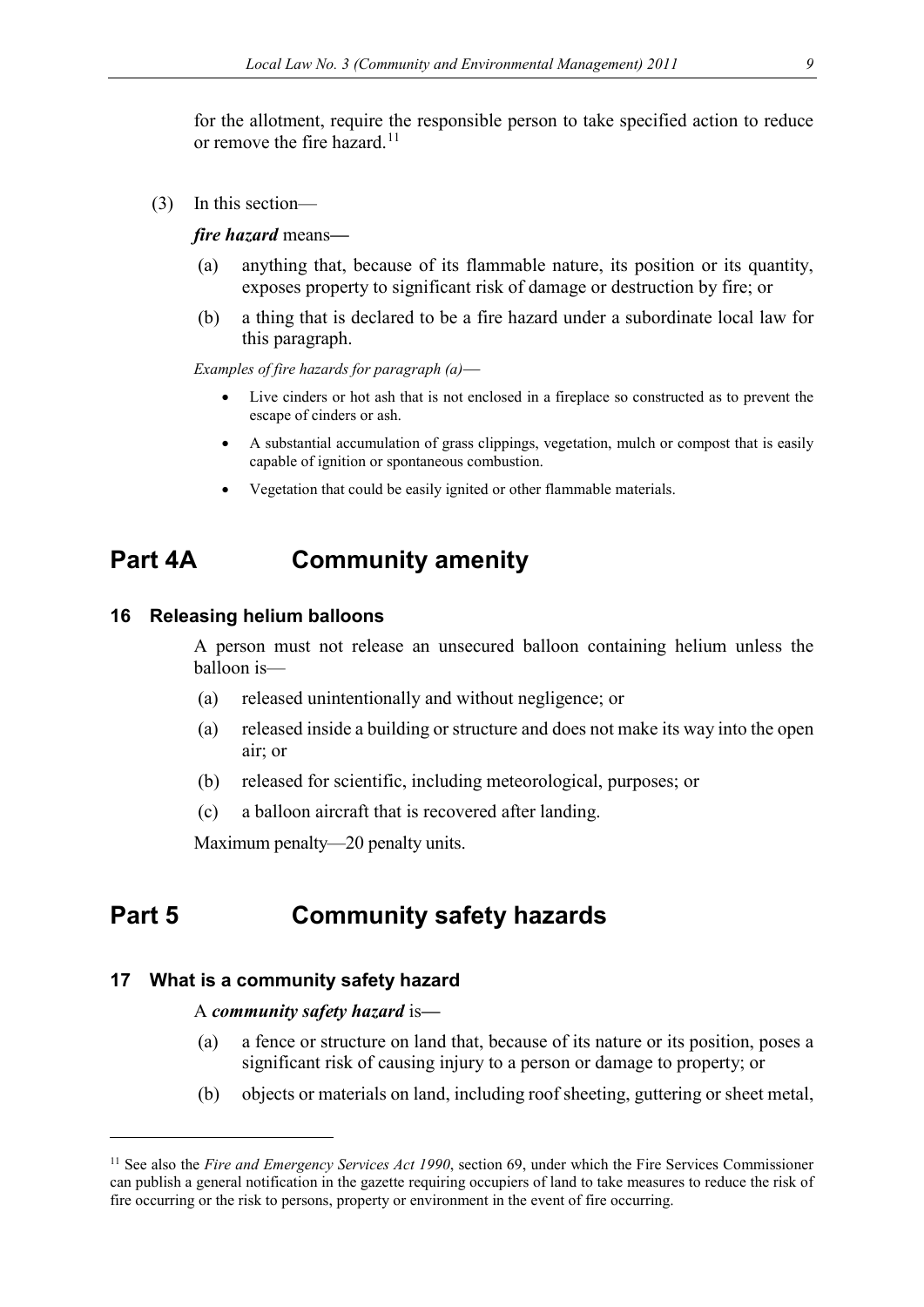for the allotment, require the responsible person to take specified action to reduce or remove the fire hazard.[11]

(3) In this section—

***fire hazard*** means—

(a) anything that, because of its flammable nature, its position or its quantity, exposes property to significant risk of damage or destruction by fire; or

(b) a thing that is declared to be a fire hazard under a subordinate local law for this paragraph.

*Examples of fire hazards for paragraph (a)*—

- Live cinders or hot ash that is not enclosed in a fireplace so constructed as to prevent the escape of cinders or ash.
- A substantial accumulation of grass clippings, vegetation, mulch or compost that is easily capable of ignition or spontaneous combustion.
- Vegetation that could be easily ignited or other flammable materials.

# Part 4A Community amenity

### 16 Releasing helium balloons

A person must not release an unsecured balloon containing helium unless the balloon is—

(a) released unintentionally and without negligence; or

(a) released inside a building or structure and does not make its way into the open air; or

(b) released for scientific, including meteorological, purposes; or

(c) a balloon aircraft that is recovered after landing.

Maximum penalty—20 penalty units.

# Part 5 Community safety hazards

### 17 What is a community safety hazard

A ***community safety hazard*** is—

(a) a fence or structure on land that, because of its nature or its position, poses a significant risk of causing injury to a person or damage to property; or

(b) objects or materials on land, including roof sheeting, guttering or sheet metal,

---

[11] See also the *Fire and Emergency Services Act 1990*, section 69, under which the Fire Services Commissioner can publish a general notification in the gazette requiring occupiers of land to take measures to reduce the risk of fire occurring or the risk to persons, property or environment in the event of fire occurring.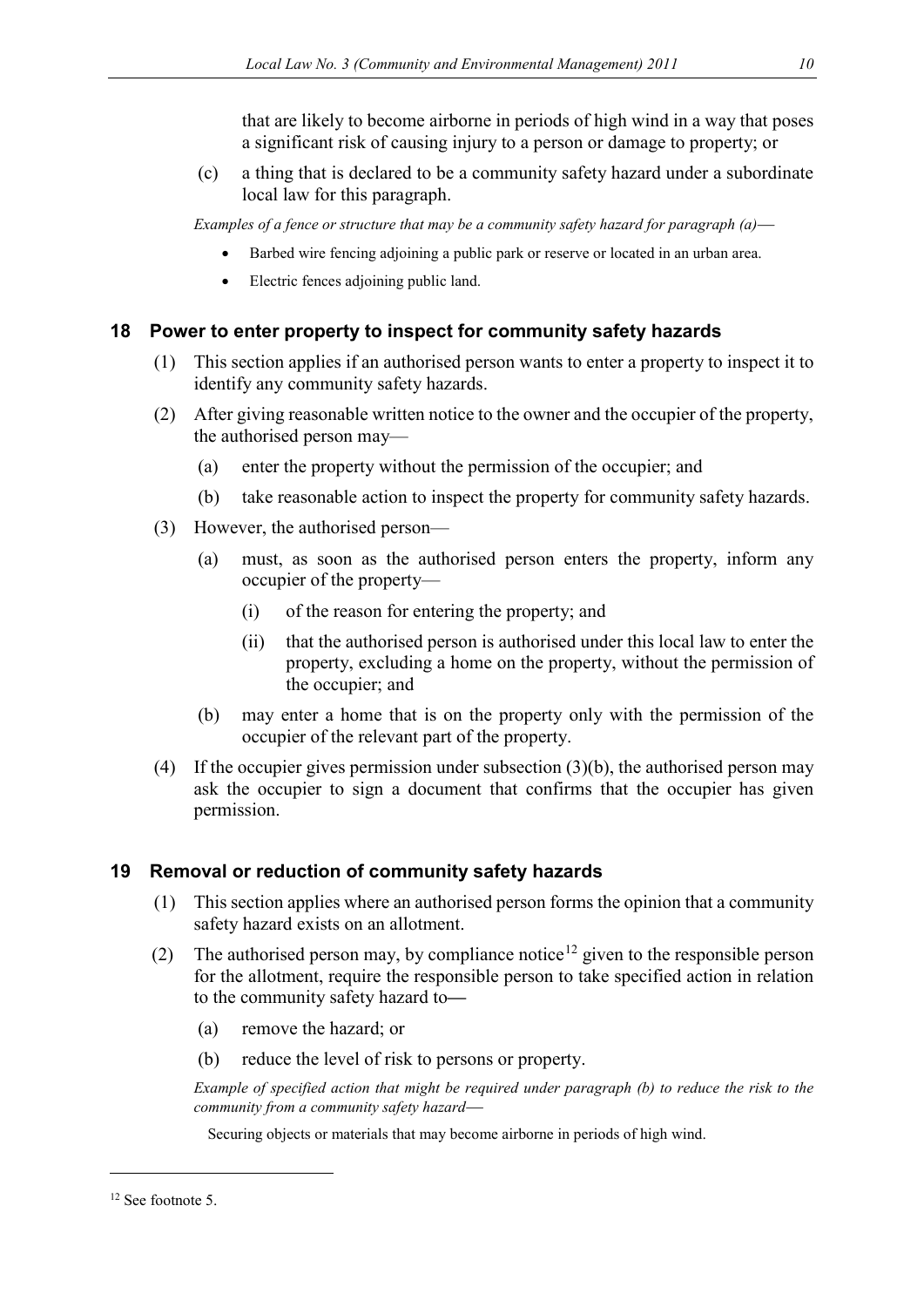that are likely to become airborne in periods of high wind in a way that poses a significant risk of causing injury to a person or damage to property; or

(c) a thing that is declared to be a community safety hazard under a subordinate local law for this paragraph.

*Examples of a fence or structure that may be a community safety hazard for paragraph (a)—*

- Barbed wire fencing adjoining a public park or reserve or located in an urban area.
- Electric fences adjoining public land.

## 18 Power to enter property to inspect for community safety hazards

(1) This section applies if an authorised person wants to enter a property to inspect it to identify any community safety hazards.

(2) After giving reasonable written notice to the owner and the occupier of the property, the authorised person may—

(a) enter the property without the permission of the occupier; and

(b) take reasonable action to inspect the property for community safety hazards.

(3) However, the authorised person—

(a) must, as soon as the authorised person enters the property, inform any occupier of the property—

(i) of the reason for entering the property; and

(ii) that the authorised person is authorised under this local law to enter the property, excluding a home on the property, without the permission of the occupier; and

(b) may enter a home that is on the property only with the permission of the occupier of the relevant part of the property.

(4) If the occupier gives permission under subsection (3)(b), the authorised person may ask the occupier to sign a document that confirms that the occupier has given permission.

## 19 Removal or reduction of community safety hazards

(1) This section applies where an authorised person forms the opinion that a community safety hazard exists on an allotment.

(2) The authorised person may, by compliance notice[12] given to the responsible person for the allotment, require the responsible person to take specified action in relation to the community safety hazard to—

(a) remove the hazard; or

(b) reduce the level of risk to persons or property.

*Example of specified action that might be required under paragraph (b) to reduce the risk to the community from a community safety hazard—*

Securing objects or materials that may become airborne in periods of high wind.

---

[12] See footnote 5.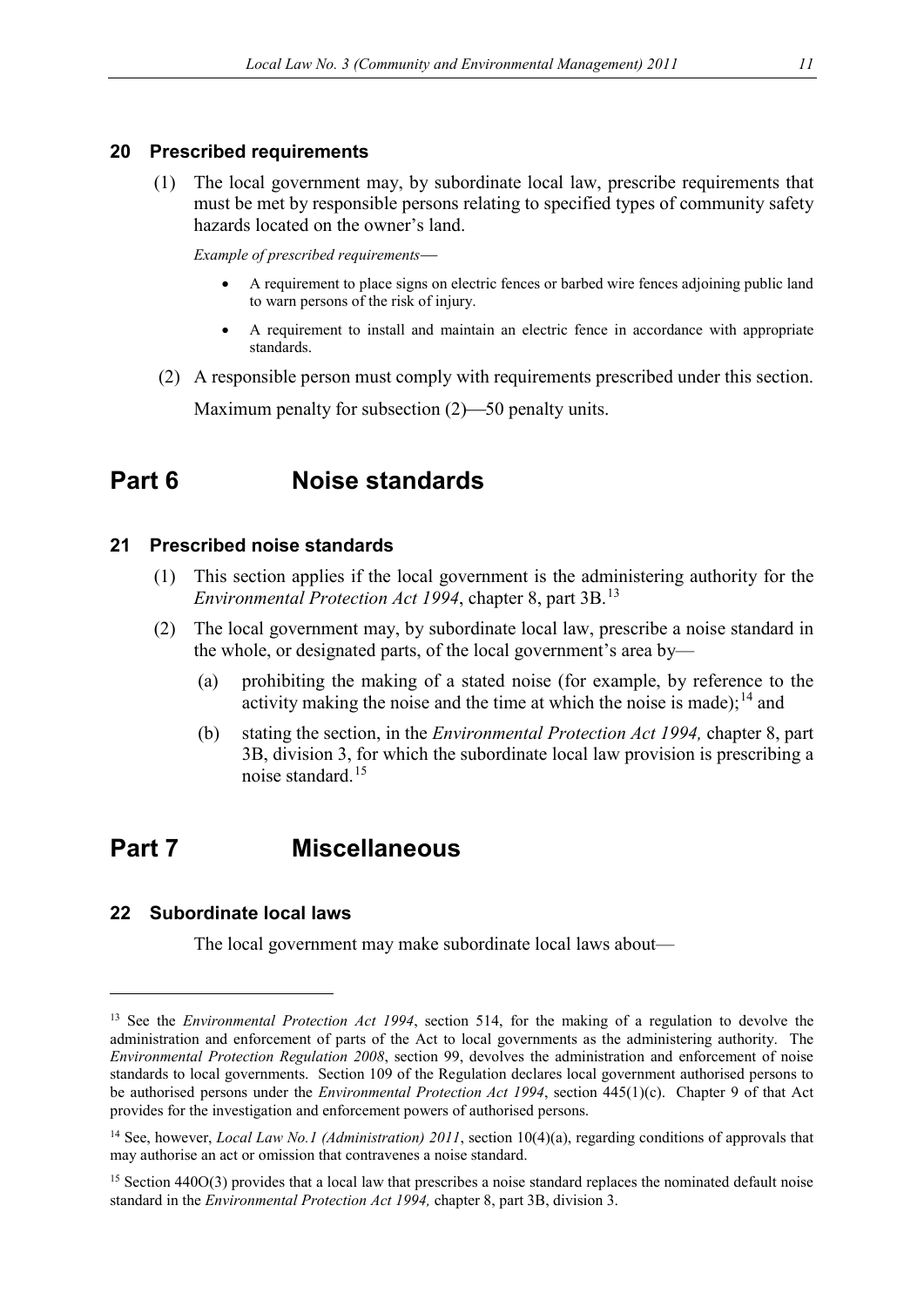### 20 Prescribed requirements

(1) The local government may, by subordinate local law, prescribe requirements that must be met by responsible persons relating to specified types of community safety hazards located on the owner's land.

*Example of prescribed requirements*—

- A requirement to place signs on electric fences or barbed wire fences adjoining public land to warn persons of the risk of injury.
- A requirement to install and maintain an electric fence in accordance with appropriate standards.

(2) A responsible person must comply with requirements prescribed under this section.

Maximum penalty for subsection (2)—50 penalty units.

## Part 6 Noise standards

### 21 Prescribed noise standards

(1) This section applies if the local government is the administering authority for the *Environmental Protection Act 1994*, chapter 8, part 3B.[13]

(2) The local government may, by subordinate local law, prescribe a noise standard in the whole, or designated parts, of the local government's area by—

(a) prohibiting the making of a stated noise (for example, by reference to the activity making the noise and the time at which the noise is made);[14] and

(b) stating the section, in the *Environmental Protection Act 1994,* chapter 8, part 3B, division 3, for which the subordinate local law provision is prescribing a noise standard.[15]

## Part 7 Miscellaneous

### 22 Subordinate local laws

The local government may make subordinate local laws about—

---

[13] See the *Environmental Protection Act 1994*, section 514, for the making of a regulation to devolve the administration and enforcement of parts of the Act to local governments as the administering authority. The *Environmental Protection Regulation 2008*, section 99, devolves the administration and enforcement of noise standards to local governments. Section 109 of the Regulation declares local government authorised persons to be authorised persons under the *Environmental Protection Act 1994*, section 445(1)(c). Chapter 9 of that Act provides for the investigation and enforcement powers of authorised persons.

[14] See, however, *Local Law No.1 (Administration) 2011*, section 10(4)(a), regarding conditions of approvals that may authorise an act or omission that contravenes a noise standard.

[15] Section 440O(3) provides that a local law that prescribes a noise standard replaces the nominated default noise standard in the *Environmental Protection Act 1994,* chapter 8, part 3B, division 3.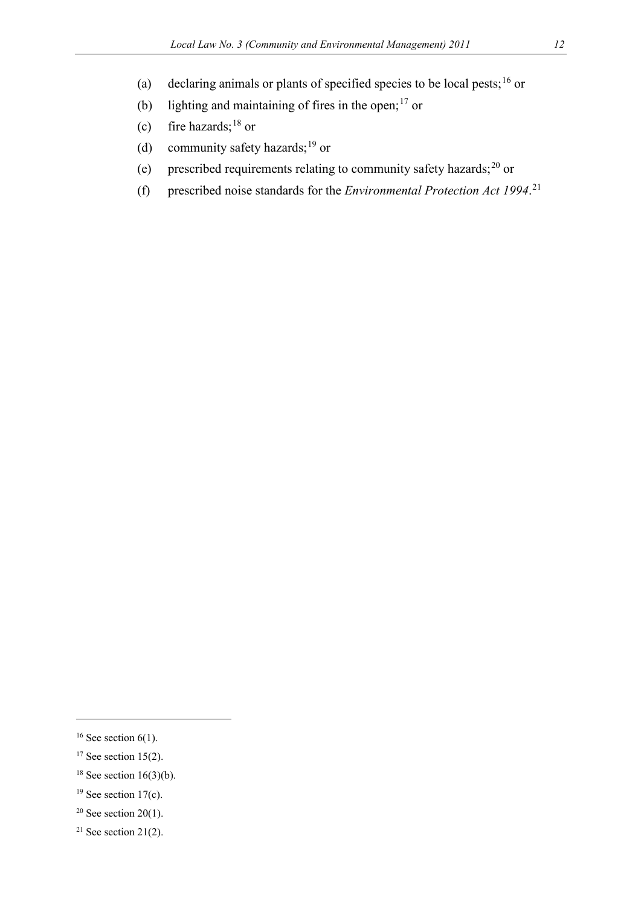(a) declaring animals or plants of specified species to be local pests;[16] or

(b) lighting and maintaining of fires in the open;[17] or

(c) fire hazards;[18] or

(d) community safety hazards;[19] or

(e) prescribed requirements relating to community safety hazards;[20] or

(f) prescribed noise standards for the *Environmental Protection Act 1994*.[21]

---

[16] See section 6(1).

[17] See section 15(2).

[18] See section 16(3)(b).

[19] See section 17(c).

[20] See section 20(1).

[21] See section 21(2).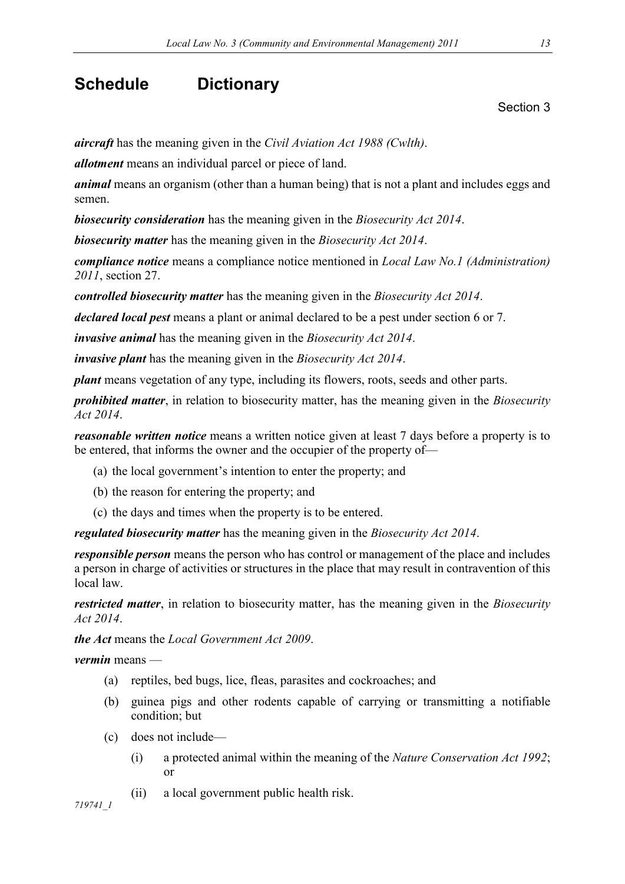# Schedule Dictionary

Section 3

***aircraft*** has the meaning given in the *Civil Aviation Act 1988 (Cwlth)*.

***allotment*** means an individual parcel or piece of land.

***animal*** means an organism (other than a human being) that is not a plant and includes eggs and semen.

***biosecurity consideration*** has the meaning given in the *Biosecurity Act 2014*.

***biosecurity matter*** has the meaning given in the *Biosecurity Act 2014*.

***compliance notice*** means a compliance notice mentioned in *Local Law No.1 (Administration) 2011*, section 27.

***controlled biosecurity matter*** has the meaning given in the *Biosecurity Act 2014*.

***declared local pest*** means a plant or animal declared to be a pest under section 6 or 7.

***invasive animal*** has the meaning given in the *Biosecurity Act 2014*.

***invasive plant*** has the meaning given in the *Biosecurity Act 2014*.

***plant*** means vegetation of any type, including its flowers, roots, seeds and other parts.

***prohibited matter***, in relation to biosecurity matter, has the meaning given in the *Biosecurity Act 2014*.

***reasonable written notice*** means a written notice given at least 7 days before a property is to be entered, that informs the owner and the occupier of the property of—

(a) the local government's intention to enter the property; and

(b) the reason for entering the property; and

(c) the days and times when the property is to be entered.

***regulated biosecurity matter*** has the meaning given in the *Biosecurity Act 2014*.

***responsible person*** means the person who has control or management of the place and includes a person in charge of activities or structures in the place that may result in contravention of this local law.

***restricted matter***, in relation to biosecurity matter, has the meaning given in the *Biosecurity Act 2014*.

***the Act*** means the *Local Government Act 2009*.

***vermin*** means —

(a) reptiles, bed bugs, lice, fleas, parasites and cockroaches; and

(b) guinea pigs and other rodents capable of carrying or transmitting a notifiable condition; but

(c) does not include—

(i) a protected animal within the meaning of the *Nature Conservation Act 1992*; or

(ii) a local government public health risk.

719741_1